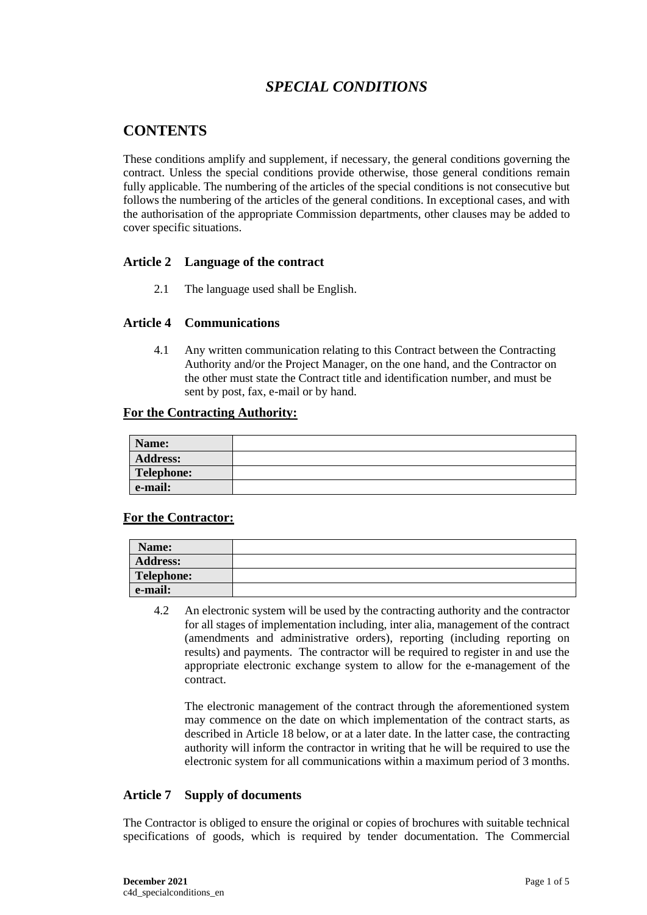# *SPECIAL CONDITIONS*

## CONTENTS

These conditions amplify and supplement, if necessary, the general conditions governing the contract. Unless the special conditions provide otherwise, those general conditions remain fully applicable. The numbering of the articles of the special conditions is not consecutive but follows the numbering of the articles of the general conditions. In exceptional cases, and with the authorisation of the appropriate Commission departments, other clauses may be added to cover specific situations.

### Article 2 Language of the contract

2.1 The language used shall be English.

### Article 4 Communications

4.1 Any written communication relating to this Contract between the Contracting Authority and/or the Project Manager, on the one hand, and the Contractor on the other must state the Contract title and identification number, and must be sent by post, fax, e-mail or by hand.

**For the Contracting Authority:**

| | |
|---|---|
| **Name:** | |
| **Address:** | |
| **Telephone:** | |
| **e-mail:** | |

**For the Contractor:**

| | |
|---|---|
| **Name:** | |
| **Address:** | |
| **Telephone:** | |
| **e-mail:** | |

4.2 An electronic system will be used by the contracting authority and the contractor for all stages of implementation including, inter alia, management of the contract (amendments and administrative orders), reporting (including reporting on results) and payments. The contractor will be required to register in and use the appropriate electronic exchange system to allow for the e-management of the contract.

The electronic management of the contract through the aforementioned system may commence on the date on which implementation of the contract starts, as described in Article 18 below, or at a later date. In the latter case, the contracting authority will inform the contractor in writing that he will be required to use the electronic system for all communications within a maximum period of 3 months.

### Article 7 Supply of documents

The Contractor is obliged to ensure the original or copies of brochures with suitable technical specifications of goods, which is required by tender documentation. The Commercial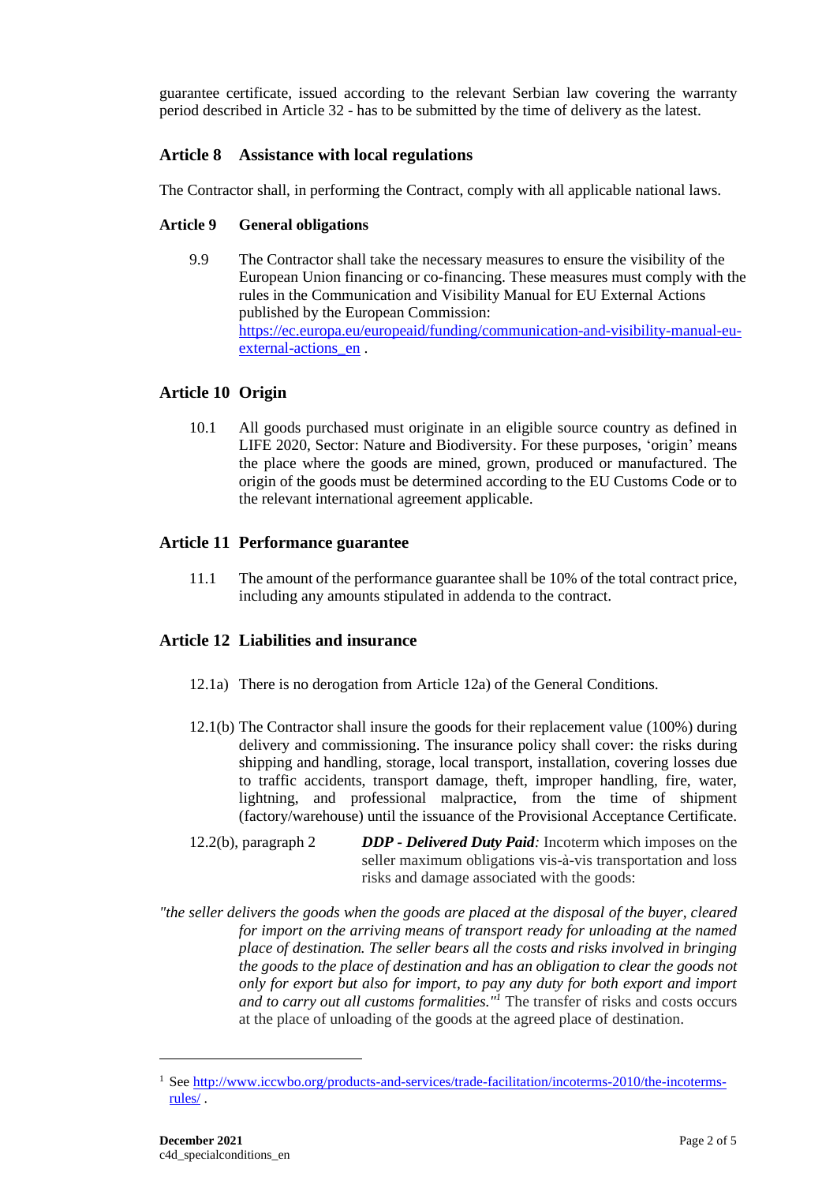guarantee certificate, issued according to the relevant Serbian law covering the warranty period described in Article 32 - has to be submitted by the time of delivery as the latest.

## Article 8 Assistance with local regulations

The Contractor shall, in performing the Contract, comply with all applicable national laws.

### Article 9 General obligations

9.9 The Contractor shall take the necessary measures to ensure the visibility of the European Union financing or co-financing. These measures must comply with the rules in the Communication and Visibility Manual for EU External Actions published by the European Commission: [https://ec.europa.eu/europeaid/funding/communication-and-visibility-manual-eu-external-actions_en](https://ec.europa.eu/europeaid/funding/communication-and-visibility-manual-eu-external-actions_en) .

## Article 10 Origin

10.1 All goods purchased must originate in an eligible source country as defined in LIFE 2020, Sector: Nature and Biodiversity. For these purposes, 'origin' means the place where the goods are mined, grown, produced or manufactured. The origin of the goods must be determined according to the EU Customs Code or to the relevant international agreement applicable.

## Article 11 Performance guarantee

11.1 The amount of the performance guarantee shall be 10% of the total contract price, including any amounts stipulated in addenda to the contract.

## Article 12 Liabilities and insurance

12.1a) There is no derogation from Article 12a) of the General Conditions.

12.1(b) The Contractor shall insure the goods for their replacement value (100%) during delivery and commissioning. The insurance policy shall cover: the risks during shipping and handling, storage, local transport, installation, covering losses due to traffic accidents, transport damage, theft, improper handling, fire, water, lightning, and professional malpractice, from the time of shipment (factory/warehouse) until the issuance of the Provisional Acceptance Certificate.

12.2(b), paragraph 2 ***DDP - Delivered Duty Paid****:* Incoterm which imposes on the seller maximum obligations vis-à-vis transportation and loss risks and damage associated with the goods:

*"the seller delivers the goods when the goods are placed at the disposal of the buyer, cleared for import on the arriving means of transport ready for unloading at the named place of destination. The seller bears all the costs and risks involved in bringing the goods to the place of destination and has an obligation to clear the goods not only for export but also for import, to pay any duty for both export and import and to carry out all customs formalities."*[1] The transfer of risks and costs occurs at the place of unloading of the goods at the agreed place of destination.

---

[1] See [http://www.iccwbo.org/products-and-services/trade-facilitation/incoterms-2010/the-incoterms-rules/](http://www.iccwbo.org/products-and-services/trade-facilitation/incoterms-2010/the-incoterms-rules/) .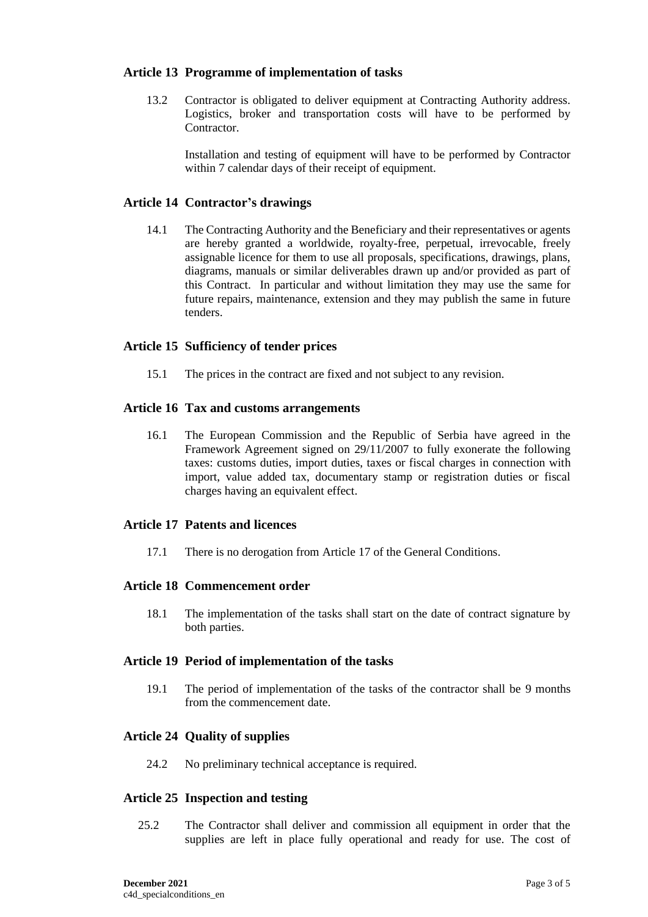## Article 13 Programme of implementation of tasks

13.2 Contractor is obligated to deliver equipment at Contracting Authority address. Logistics, broker and transportation costs will have to be performed by Contractor.

Installation and testing of equipment will have to be performed by Contractor within 7 calendar days of their receipt of equipment.

## Article 14 Contractor's drawings

14.1 The Contracting Authority and the Beneficiary and their representatives or agents are hereby granted a worldwide, royalty-free, perpetual, irrevocable, freely assignable licence for them to use all proposals, specifications, drawings, plans, diagrams, manuals or similar deliverables drawn up and/or provided as part of this Contract. In particular and without limitation they may use the same for future repairs, maintenance, extension and they may publish the same in future tenders.

## Article 15 Sufficiency of tender prices

15.1 The prices in the contract are fixed and not subject to any revision.

## Article 16 Tax and customs arrangements

16.1 The European Commission and the Republic of Serbia have agreed in the Framework Agreement signed on 29/11/2007 to fully exonerate the following taxes: customs duties, import duties, taxes or fiscal charges in connection with import, value added tax, documentary stamp or registration duties or fiscal charges having an equivalent effect.

## Article 17 Patents and licences

17.1 There is no derogation from Article 17 of the General Conditions.

## Article 18 Commencement order

18.1 The implementation of the tasks shall start on the date of contract signature by both parties.

## Article 19 Period of implementation of the tasks

19.1 The period of implementation of the tasks of the contractor shall be 9 months from the commencement date.

## Article 24 Quality of supplies

24.2 No preliminary technical acceptance is required.

## Article 25 Inspection and testing

25.2 The Contractor shall deliver and commission all equipment in order that the supplies are left in place fully operational and ready for use. The cost of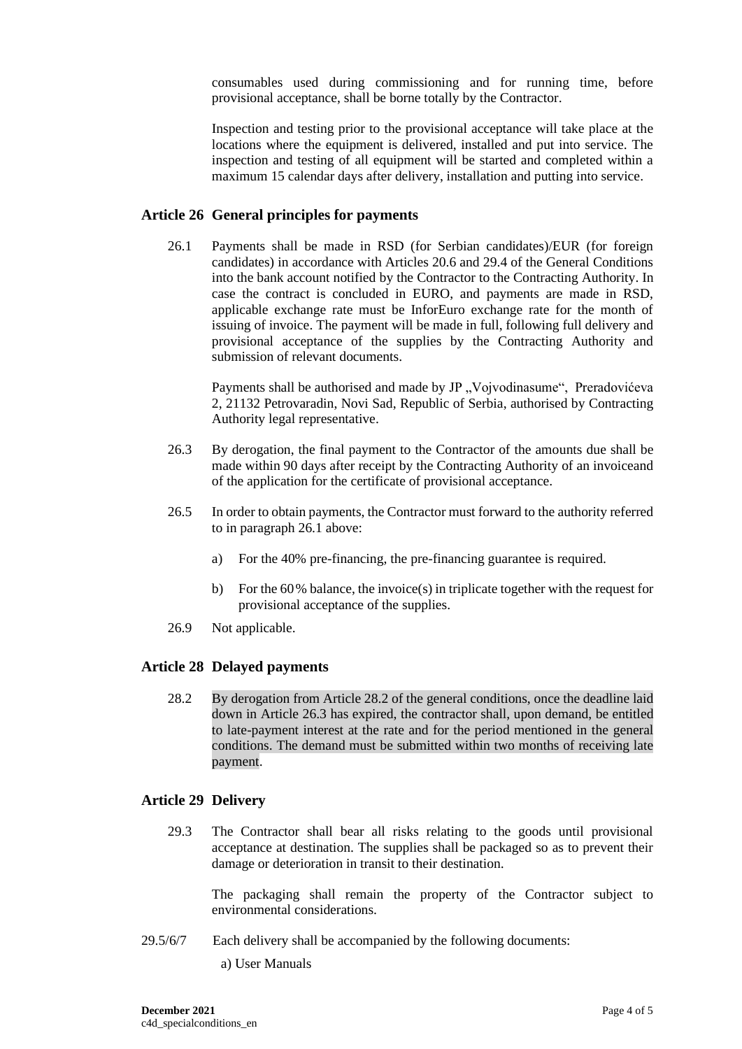consumables used during commissioning and for running time, before provisional acceptance, shall be borne totally by the Contractor.

Inspection and testing prior to the provisional acceptance will take place at the locations where the equipment is delivered, installed and put into service. The inspection and testing of all equipment will be started and completed within a maximum 15 calendar days after delivery, installation and putting into service.

## Article 26 General principles for payments

26.1 Payments shall be made in RSD (for Serbian candidates)/EUR (for foreign candidates) in accordance with Articles 20.6 and 29.4 of the General Conditions into the bank account notified by the Contractor to the Contracting Authority. In case the contract is concluded in EURO, and payments are made in RSD, applicable exchange rate must be InforEuro exchange rate for the month of issuing of invoice. The payment will be made in full, following full delivery and provisional acceptance of the supplies by the Contracting Authority and submission of relevant documents.

Payments shall be authorised and made by JP „Vojvodinasume", Preradovićeva 2, 21132 Petrovaradin, Novi Sad, Republic of Serbia, authorised by Contracting Authority legal representative.

26.3 By derogation, the final payment to the Contractor of the amounts due shall be made within 90 days after receipt by the Contracting Authority of an invoiceand of the application for the certificate of provisional acceptance.

26.5 In order to obtain payments, the Contractor must forward to the authority referred to in paragraph 26.1 above:

a) For the 40% pre-financing, the pre-financing guarantee is required.

b) For the 60% balance, the invoice(s) in triplicate together with the request for provisional acceptance of the supplies.

26.9 Not applicable.

## Article 28 Delayed payments

28.2 By derogation from Article 28.2 of the general conditions, once the deadline laid down in Article 26.3 has expired, the contractor shall, upon demand, be entitled to late-payment interest at the rate and for the period mentioned in the general conditions. The demand must be submitted within two months of receiving late payment.

## Article 29 Delivery

29.3 The Contractor shall bear all risks relating to the goods until provisional acceptance at destination. The supplies shall be packaged so as to prevent their damage or deterioration in transit to their destination.

The packaging shall remain the property of the Contractor subject to environmental considerations.

29.5/6/7 Each delivery shall be accompanied by the following documents:

a) User Manuals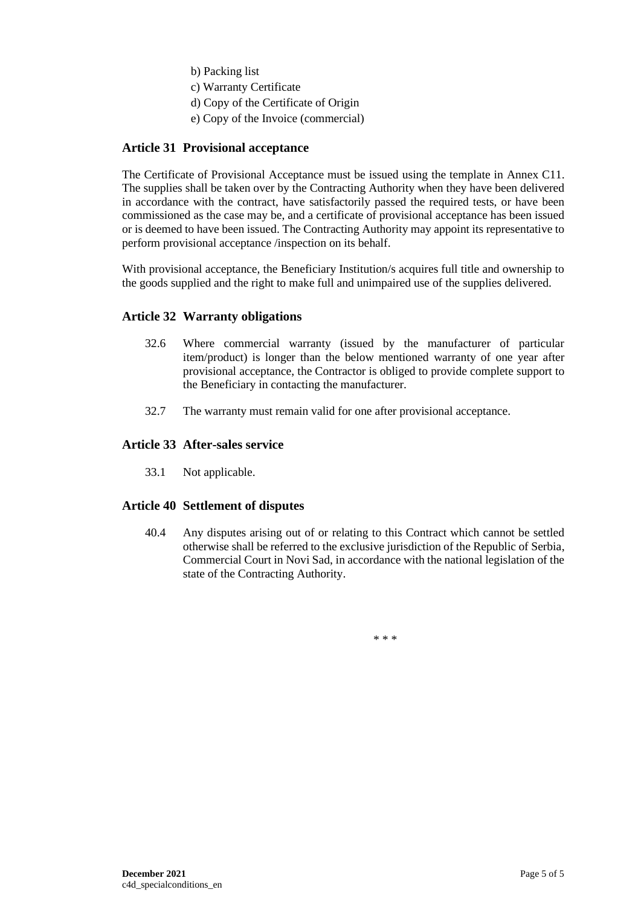b) Packing list
c) Warranty Certificate
d) Copy of the Certificate of Origin
e) Copy of the Invoice (commercial)

## Article 31 Provisional acceptance

The Certificate of Provisional Acceptance must be issued using the template in Annex C11. The supplies shall be taken over by the Contracting Authority when they have been delivered in accordance with the contract, have satisfactorily passed the required tests, or have been commissioned as the case may be, and a certificate of provisional acceptance has been issued or is deemed to have been issued. The Contracting Authority may appoint its representative to perform provisional acceptance /inspection on its behalf.

With provisional acceptance, the Beneficiary Institution/s acquires full title and ownership to the goods supplied and the right to make full and unimpaired use of the supplies delivered.

## Article 32 Warranty obligations

32.6 Where commercial warranty (issued by the manufacturer of particular item/product) is longer than the below mentioned warranty of one year after provisional acceptance, the Contractor is obliged to provide complete support to the Beneficiary in contacting the manufacturer.

32.7 The warranty must remain valid for one after provisional acceptance.

## Article 33 After-sales service

33.1 Not applicable.

## Article 40 Settlement of disputes

40.4 Any disputes arising out of or relating to this Contract which cannot be settled otherwise shall be referred to the exclusive jurisdiction of the Republic of Serbia, Commercial Court in Novi Sad, in accordance with the national legislation of the state of the Contracting Authority.

\* \* \*

**December 2021**
c4d_specialconditions_en